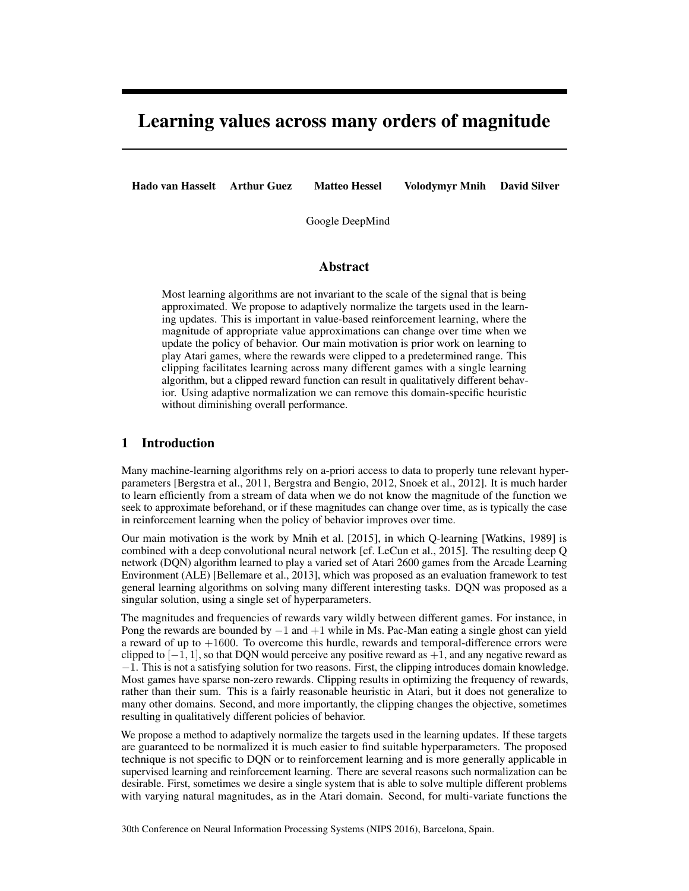# Learning values across many orders of magnitude

**Hado van Hasselt** **Arthur Guez** **Matteo Hessel** **Volodymyr Mnih** **David Silver**

Google DeepMind

## Abstract

Most learning algorithms are not invariant to the scale of the signal that is being approximated. We propose to adaptively normalize the targets used in the learning updates. This is important in value-based reinforcement learning, where the magnitude of appropriate value approximations can change over time when we update the policy of behavior. Our main motivation is prior work on learning to play Atari games, where the rewards were clipped to a predetermined range. This clipping facilitates learning across many different games with a single learning algorithm, but a clipped reward function can result in qualitatively different behavior. Using adaptive normalization we can remove this domain-specific heuristic without diminishing overall performance.

## 1 Introduction

Many machine-learning algorithms rely on a-priori access to data to properly tune relevant hyperparameters [Bergstra et al., 2011, Bergstra and Bengio, 2012, Snoek et al., 2012]. It is much harder to learn efficiently from a stream of data when we do not know the magnitude of the function we seek to approximate beforehand, or if these magnitudes can change over time, as is typically the case in reinforcement learning when the policy of behavior improves over time.

Our main motivation is the work by Mnih et al. [2015], in which Q-learning [Watkins, 1989] is combined with a deep convolutional neural network [cf. LeCun et al., 2015]. The resulting deep Q network (DQN) algorithm learned to play a varied set of Atari 2600 games from the Arcade Learning Environment (ALE) [Bellemare et al., 2013], which was proposed as an evaluation framework to test general learning algorithms on solving many different interesting tasks. DQN was proposed as a singular solution, using a single set of hyperparameters.

The magnitudes and frequencies of rewards vary wildly between different games. For instance, in Pong the rewards are bounded by $-1$ and $+1$ while in Ms. Pac-Man eating a single ghost can yield a reward of up to $+1600$. To overcome this hurdle, rewards and temporal-difference errors were clipped to $[-1, 1]$, so that DQN would perceive any positive reward as $+1$, and any negative reward as $-1$. This is not a satisfying solution for two reasons. First, the clipping introduces domain knowledge. Most games have sparse non-zero rewards. Clipping results in optimizing the frequency of rewards, rather than their sum. This is a fairly reasonable heuristic in Atari, but it does not generalize to many other domains. Second, and more importantly, the clipping changes the objective, sometimes resulting in qualitatively different policies of behavior.

We propose a method to adaptively normalize the targets used in the learning updates. If these targets are guaranteed to be normalized it is much easier to find suitable hyperparameters. The proposed technique is not specific to DQN or to reinforcement learning and is more generally applicable in supervised learning and reinforcement learning. There are several reasons such normalization can be desirable. First, sometimes we desire a single system that is able to solve multiple different problems with varying natural magnitudes, as in the Atari domain. Second, for multi-variate functions the

30th Conference on Neural Information Processing Systems (NIPS 2016), Barcelona, Spain.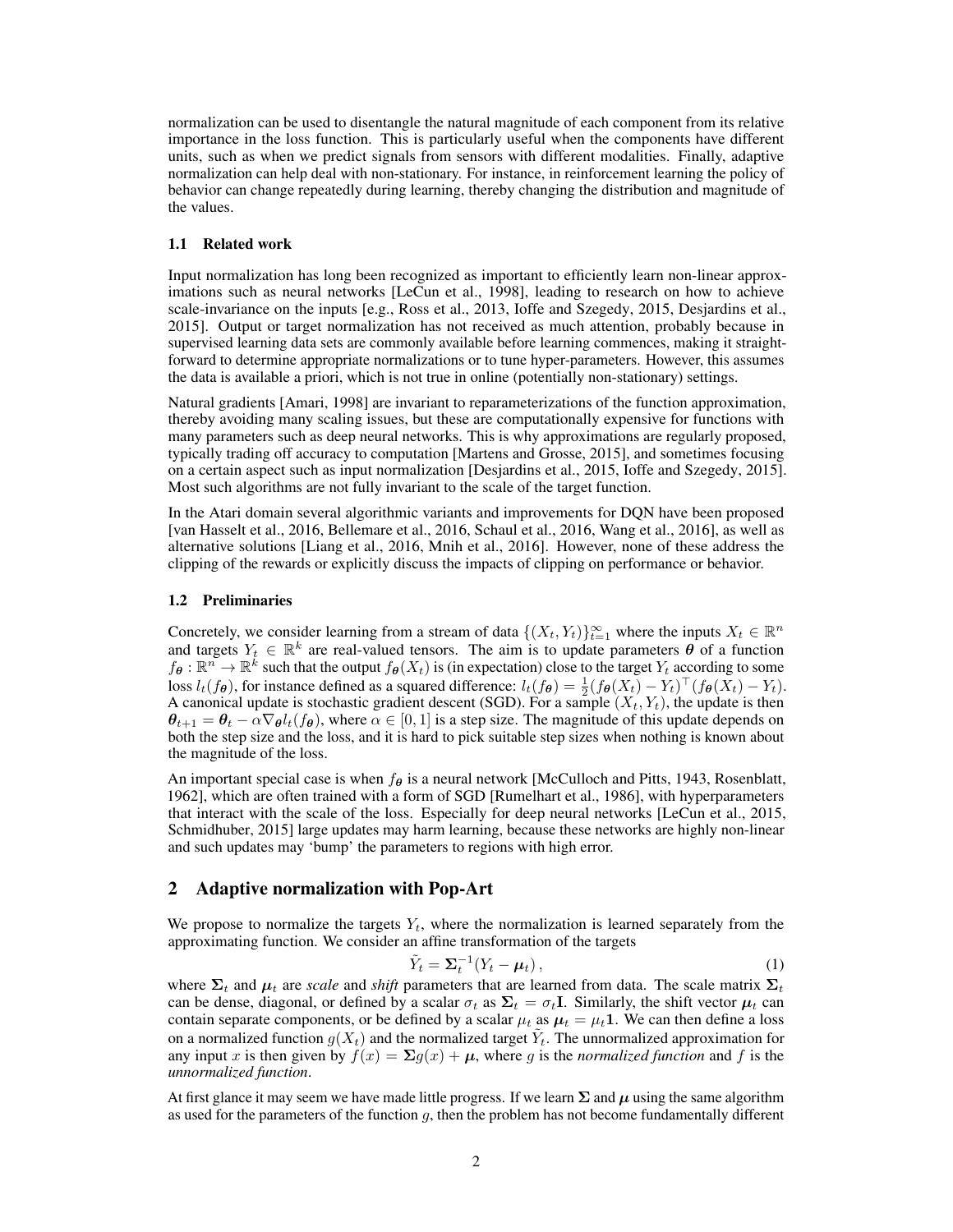normalization can be used to disentangle the natural magnitude of each component from its relative importance in the loss function. This is particularly useful when the components have different units, such as when we predict signals from sensors with different modalities. Finally, adaptive normalization can help deal with non-stationary. For instance, in reinforcement learning the policy of behavior can change repeatedly during learning, thereby changing the distribution and magnitude of the values.

### 1.1 Related work

Input normalization has long been recognized as important to efficiently learn non-linear approximations such as neural networks [LeCun et al., 1998], leading to research on how to achieve scale-invariance on the inputs [e.g., Ross et al., 2013, Ioffe and Szegedy, 2015, Desjardins et al., 2015]. Output or target normalization has not received as much attention, probably because in supervised learning data sets are commonly available before learning commences, making it straightforward to determine appropriate normalizations or to tune hyper-parameters. However, this assumes the data is available a priori, which is not true in online (potentially non-stationary) settings.

Natural gradients [Amari, 1998] are invariant to reparameterizations of the function approximation, thereby avoiding many scaling issues, but these are computationally expensive for functions with many parameters such as deep neural networks. This is why approximations are regularly proposed, typically trading off accuracy to computation [Martens and Grosse, 2015], and sometimes focusing on a certain aspect such as input normalization [Desjardins et al., 2015, Ioffe and Szegedy, 2015]. Most such algorithms are not fully invariant to the scale of the target function.

In the Atari domain several algorithmic variants and improvements for DQN have been proposed [van Hasselt et al., 2016, Bellemare et al., 2016, Schaul et al., 2016, Wang et al., 2016], as well as alternative solutions [Liang et al., 2016, Mnih et al., 2016]. However, none of these address the clipping of the rewards or explicitly discuss the impacts of clipping on performance or behavior.

### 1.2 Preliminaries

Concretely, we consider learning from a stream of data $\{(X_t, Y_t)\}_{t=1}^{\infty}$ where the inputs $X_t \in \mathbb{R}^n$ and targets $Y_t \in \mathbb{R}^k$ are real-valued tensors. The aim is to update parameters $\boldsymbol{\theta}$ of a function $f_{\boldsymbol{\theta}} : \mathbb{R}^n \to \mathbb{R}^k$ such that the output $f_{\boldsymbol{\theta}}(X_t)$ is (in expectation) close to the target $Y_t$ according to some loss $l_t(f_{\boldsymbol{\theta}})$, for instance defined as a squared difference: $l_t(f_{\boldsymbol{\theta}}) = \frac{1}{2}(f_{\boldsymbol{\theta}}(X_t) - Y_t)^\top (f_{\boldsymbol{\theta}}(X_t) - Y_t)$. A canonical update is stochastic gradient descent (SGD). For a sample $(X_t, Y_t)$, the update is then $\boldsymbol{\theta}_{t+1} = \boldsymbol{\theta}_t - \alpha \nabla_{\boldsymbol{\theta}} l_t(f_{\boldsymbol{\theta}})$, where $\alpha \in [0, 1]$ is a step size. The magnitude of this update depends on both the step size and the loss, and it is hard to pick suitable step sizes when nothing is known about the magnitude of the loss.

An important special case is when $f_{\boldsymbol{\theta}}$ is a neural network [McCulloch and Pitts, 1943, Rosenblatt, 1962], which are often trained with a form of SGD [Rumelhart et al., 1986], with hyperparameters that interact with the scale of the loss. Especially for deep neural networks [LeCun et al., 2015, Schmidhuber, 2015] large updates may harm learning, because these networks are highly non-linear and such updates may 'bump' the parameters to regions with high error.

## 2 Adaptive normalization with Pop-Art

We propose to normalize the targets $Y_t$, where the normalization is learned separately from the approximating function. We consider an affine transformation of the targets

$$\tilde{Y}_t = \boldsymbol{\Sigma}_t^{-1}(Y_t - \boldsymbol{\mu}_t), \tag{1}$$

where $\boldsymbol{\Sigma}_t$ and $\boldsymbol{\mu}_t$ are *scale* and *shift* parameters that are learned from data. The scale matrix $\boldsymbol{\Sigma}_t$ can be dense, diagonal, or defined by a scalar $\sigma_t$ as $\boldsymbol{\Sigma}_t = \sigma_t \mathbf{I}$. Similarly, the shift vector $\boldsymbol{\mu}_t$ can contain separate components, or be defined by a scalar $\mu_t$ as $\boldsymbol{\mu}_t = \mu_t \mathbf{1}$. We can then define a loss on a normalized function $g(X_t)$ and the normalized target $\tilde{Y}_t$. The unnormalized approximation for any input $x$ is then given by $f(x) = \boldsymbol{\Sigma} g(x) + \boldsymbol{\mu}$, where $g$ is the *normalized function* and $f$ is the *unnormalized function*.

At first glance it may seem we have made little progress. If we learn $\boldsymbol{\Sigma}$ and $\boldsymbol{\mu}$ using the same algorithm as used for the parameters of the function $g$, then the problem has not become fundamentally different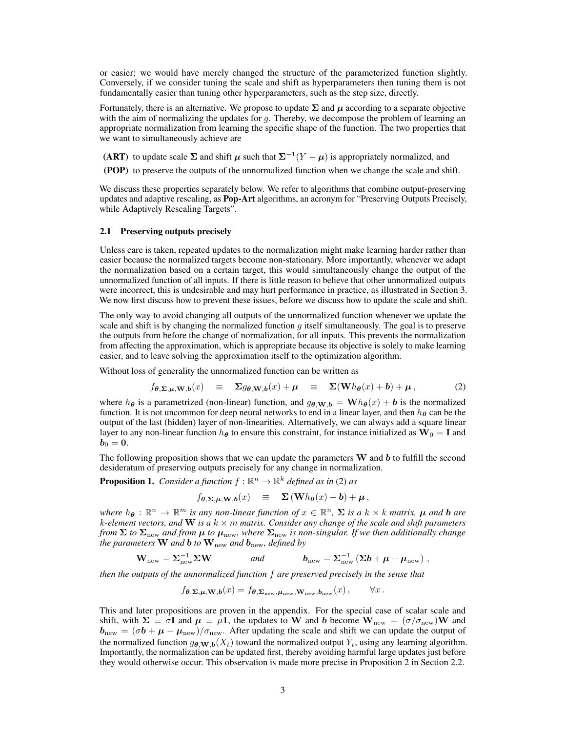or easier; we would have merely changed the structure of the parameterized function slightly. Conversely, if we consider tuning the scale and shift as hyperparameters then tuning them is not fundamentally easier than tuning other hyperparameters, such as the step size, directly.

Fortunately, there is an alternative. We propose to update $\mathbf{\Sigma}$ and $\boldsymbol{\mu}$ according to a separate objective with the aim of normalizing the updates for $g$. Thereby, we decompose the problem of learning an appropriate normalization from learning the specific shape of the function. The two properties that we want to simultaneously achieve are

- **(ART)** to update scale $\mathbf{\Sigma}$ and shift $\boldsymbol{\mu}$ such that $\mathbf{\Sigma}^{-1}(Y - \boldsymbol{\mu})$ is appropriately normalized, and
- **(POP)** to preserve the outputs of the unnormalized function when we change the scale and shift.

We discuss these properties separately below. We refer to algorithms that combine output-preserving updates and adaptive rescaling, as **Pop-Art** algorithms, an acronym for "Preserving Outputs Precisely, while Adaptively Rescaling Targets".

### 2.1 Preserving outputs precisely

Unless care is taken, repeated updates to the normalization might make learning harder rather than easier because the normalized targets become non-stationary. More importantly, whenever we adapt the normalization based on a certain target, this would simultaneously change the output of the unnormalized function of all inputs. If there is little reason to believe that other unnormalized outputs were incorrect, this is undesirable and may hurt performance in practice, as illustrated in Section 3. We now first discuss how to prevent these issues, before we discuss how to update the scale and shift.

The only way to avoid changing all outputs of the unnormalized function whenever we update the scale and shift is by changing the normalized function $g$ itself simultaneously. The goal is to preserve the outputs from before the change of normalization, for all inputs. This prevents the normalization from affecting the approximation, which is appropriate because its objective is solely to make learning easier, and to leave solving the approximation itself to the optimization algorithm.

Without loss of generality the unnormalized function can be written as

$$f_{\boldsymbol{\theta},\mathbf{\Sigma},\boldsymbol{\mu},\mathbf{W},\boldsymbol{b}}(x) \quad \equiv \quad \mathbf{\Sigma} g_{\boldsymbol{\theta},\mathbf{W},\boldsymbol{b}}(x) + \boldsymbol{\mu} \quad \equiv \quad \mathbf{\Sigma}(\mathbf{W} h_{\boldsymbol{\theta}}(x) + \boldsymbol{b}) + \boldsymbol{\mu}\,, \tag{2}$$

where $h_{\boldsymbol{\theta}}$ is a parametrized (non-linear) function, and $g_{\boldsymbol{\theta},\mathbf{W},\boldsymbol{b}} = \mathbf{W} h_{\boldsymbol{\theta}}(x) + \boldsymbol{b}$ is the normalized function. It is not uncommon for deep neural networks to end in a linear layer, and then $h_{\boldsymbol{\theta}}$ can be the output of the last (hidden) layer of non-linearities. Alternatively, we can always add a square linear layer to any non-linear function $h_{\boldsymbol{\theta}}$ to ensure this constraint, for instance initialized as $\mathbf{W}_0 = \mathbf{I}$ and $\boldsymbol{b}_0 = \mathbf{0}$.

The following proposition shows that we can update the parameters $\mathbf{W}$ and $\boldsymbol{b}$ to fulfill the second desideratum of preserving outputs precisely for any change in normalization.

**Proposition 1.** *Consider a function $f : \mathbb{R}^n \to \mathbb{R}^k$ defined as in (2) as*

$$f_{\boldsymbol{\theta},\mathbf{\Sigma},\boldsymbol{\mu},\mathbf{W},\boldsymbol{b}}(x) \quad \equiv \quad \mathbf{\Sigma}\left(\mathbf{W} h_{\boldsymbol{\theta}}(x) + \boldsymbol{b}\right) + \boldsymbol{\mu}\,,$$

*where $h_{\boldsymbol{\theta}} : \mathbb{R}^n \to \mathbb{R}^m$ is any non-linear function of $x \in \mathbb{R}^n$, $\mathbf{\Sigma}$ is a $k \times k$ matrix, $\boldsymbol{\mu}$ and $\boldsymbol{b}$ are $k$-element vectors, and $\mathbf{W}$ is a $k \times m$ matrix. Consider any change of the scale and shift parameters from $\mathbf{\Sigma}$ to $\mathbf{\Sigma}_{\text{new}}$ and from $\boldsymbol{\mu}$ to $\boldsymbol{\mu}_{\text{new}}$, where $\mathbf{\Sigma}_{\text{new}}$ is non-singular. If we then additionally change the parameters $\mathbf{W}$ and $\boldsymbol{b}$ to $\mathbf{W}_{\text{new}}$ and $\boldsymbol{b}_{\text{new}}$, defined by*

$$\mathbf{W}_{\text{new}} = \mathbf{\Sigma}_{\text{new}}^{-1}\mathbf{\Sigma}\mathbf{W} \qquad \text{and} \qquad \boldsymbol{b}_{\text{new}} = \mathbf{\Sigma}_{\text{new}}^{-1}\left(\mathbf{\Sigma}\boldsymbol{b} + \boldsymbol{\mu} - \boldsymbol{\mu}_{\text{new}}\right)\,,$$

*then the outputs of the unnormalized function $f$ are preserved precisely in the sense that*

$$f_{\boldsymbol{\theta},\mathbf{\Sigma},\boldsymbol{\mu},\mathbf{W},\boldsymbol{b}}(x) = f_{\boldsymbol{\theta},\mathbf{\Sigma}_{\text{new}},\boldsymbol{\mu}_{\text{new}},\mathbf{W}_{\text{new}},\boldsymbol{b}_{\text{new}}}(x)\,, \qquad \forall x\,.$$

This and later propositions are proven in the appendix. For the special case of scalar scale and shift, with $\mathbf{\Sigma} \equiv \sigma\mathbf{I}$ and $\boldsymbol{\mu} \equiv \mu\mathbf{1}$, the updates to $\mathbf{W}$ and $\boldsymbol{b}$ become $\mathbf{W}_{\text{new}} = (\sigma/\sigma_{\text{new}})\mathbf{W}$ and $\boldsymbol{b}_{\text{new}} = (\sigma\boldsymbol{b} + \boldsymbol{\mu} - \boldsymbol{\mu}_{\text{new}})/\sigma_{\text{new}}$. After updating the scale and shift we can update the output of the normalized function $g_{\boldsymbol{\theta},\mathbf{W},\boldsymbol{b}}(X_t)$ toward the normalized output $\tilde{Y}_t$, using any learning algorithm. Importantly, the normalization can be updated first, thereby avoiding harmful large updates just before they would otherwise occur. This observation is made more precise in Proposition 2 in Section 2.2.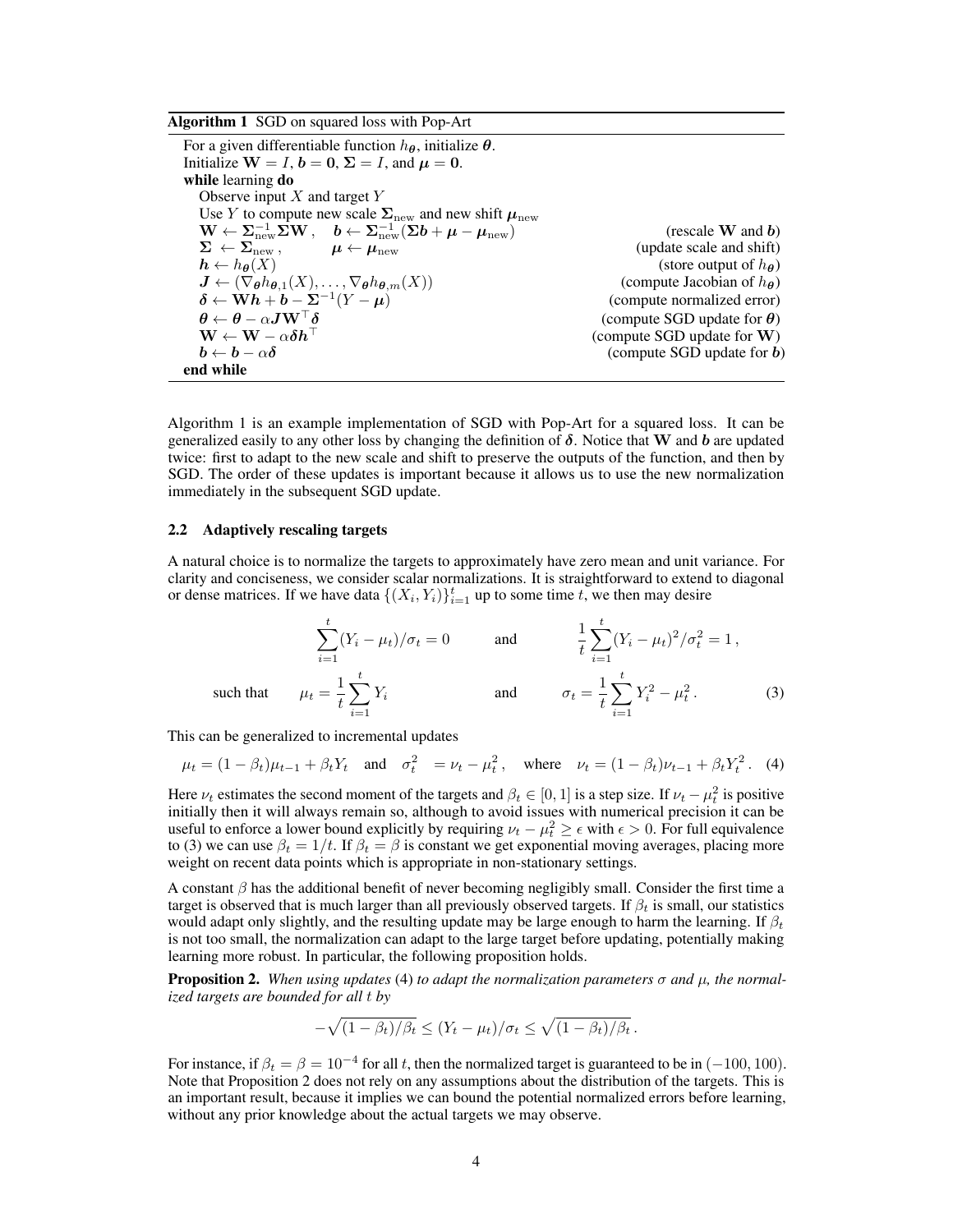**Algorithm 1** SGD on squared loss with Pop-Art

```
For a given differentiable function h_θ, initialize θ.
Initialize W = I, b = 0, Σ = I, and μ = 0.
while learning do
    Observe input X and target Y
    Use Y to compute new scale Σ_new and new shift μ_new
    W ← Σ_new^{-1} Σ W,   b ← Σ_new^{-1}(Σb + μ − μ_new)     (rescale W and b)
    Σ ← Σ_new,            μ ← μ_new                          (update scale and shift)
    h ← h_θ(X)                                               (store output of h_θ)
    J ← (∇_θ h_{θ,1}(X), ..., ∇_θ h_{θ,m}(X))                (compute Jacobian of h_θ)
    δ ← Wh + b − Σ^{-1}(Y − μ)                               (compute normalized error)
    θ ← θ − α J W^⊤ δ                                        (compute SGD update for θ)
    W ← W − α δ h^⊤                                          (compute SGD update for W)
    b ← b − α δ                                              (compute SGD update for b)
end while
```

Algorithm 1 is an example implementation of SGD with Pop-Art for a squared loss. It can be generalized easily to any other loss by changing the definition of $\boldsymbol{\delta}$. Notice that $\mathbf{W}$ and $\boldsymbol{b}$ are updated twice: first to adapt to the new scale and shift to preserve the outputs of the function, and then by SGD. The order of these updates is important because it allows us to use the new normalization immediately in the subsequent SGD update.

### 2.2 Adaptively rescaling targets

A natural choice is to normalize the targets to approximately have zero mean and unit variance. For clarity and conciseness, we consider scalar normalizations. It is straightforward to extend to diagonal or dense matrices. If we have data $\{(X_i, Y_i)\}_{i=1}^t$ up to some time $t$, we then may desire

$$\sum_{i=1}^t (Y_i - \mu_t)/\sigma_t = 0 \qquad \text{and} \qquad \frac{1}{t}\sum_{i=1}^t (Y_i - \mu_t)^2/\sigma_t^2 = 1\,,$$

$$\text{such that} \qquad \mu_t = \frac{1}{t}\sum_{i=1}^t Y_i \qquad \text{and} \qquad \sigma_t = \frac{1}{t}\sum_{i=1}^t Y_i^2 - \mu_t^2\,. \tag{3}$$

This can be generalized to incremental updates

$$\mu_t = (1-\beta_t)\mu_{t-1} + \beta_t Y_t \quad \text{and} \quad \sigma_t^2 = \nu_t - \mu_t^2\,, \quad \text{where} \quad \nu_t = (1-\beta_t)\nu_{t-1} + \beta_t Y_t^2\,. \tag{4}$$

Here $\nu_t$ estimates the second moment of the targets and $\beta_t \in [0,1]$ is a step size. If $\nu_t - \mu_t^2$ is positive initially then it will always remain so, although to avoid issues with numerical precision it can be useful to enforce a lower bound explicitly by requiring $\nu_t - \mu_t^2 \geq \epsilon$ with $\epsilon > 0$. For full equivalence to (3) we can use $\beta_t = 1/t$. If $\beta_t = \beta$ is constant we get exponential moving averages, placing more weight on recent data points which is appropriate in non-stationary settings.

A constant $\beta$ has the additional benefit of never becoming negligibly small. Consider the first time a target is observed that is much larger than all previously observed targets. If $\beta_t$ is small, our statistics would adapt only slightly, and the resulting update may be large enough to harm the learning. If $\beta_t$ is not too small, the normalization can adapt to the large target before updating, potentially making learning more robust. In particular, the following proposition holds.

**Proposition 2.** *When using updates* (4) *to adapt the normalization parameters $\sigma$ and $\mu$, the normalized targets are bounded for all $t$ by*

$$-\sqrt{(1-\beta_t)/\beta_t} \leq (Y_t - \mu_t)/\sigma_t \leq \sqrt{(1-\beta_t)/\beta_t}\,.$$

For instance, if $\beta_t = \beta = 10^{-4}$ for all $t$, then the normalized target is guaranteed to be in $(-100, 100)$. Note that Proposition 2 does not rely on any assumptions about the distribution of the targets. This is an important result, because it implies we can bound the potential normalized errors before learning, without any prior knowledge about the actual targets we may observe.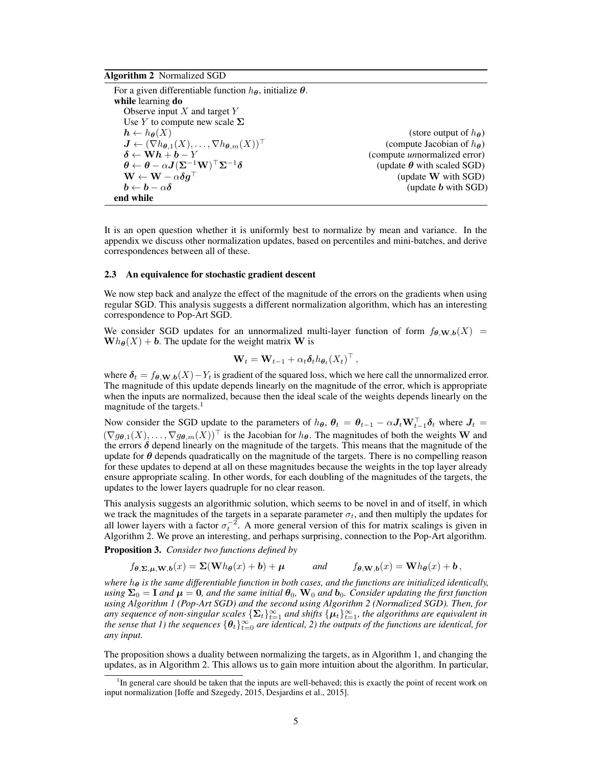**Algorithm 2** Normalized SGD

For a given differentiable function $h_{\boldsymbol{\theta}}$, initialize $\boldsymbol{\theta}$.
**while** learning **do**
  Observe input $X$ and target $Y$
  Use $Y$ to compute new scale $\boldsymbol{\Sigma}$
  $\boldsymbol{h} \leftarrow h_{\boldsymbol{\theta}}(X)$ (store output of $h_{\boldsymbol{\theta}}$)
  $\boldsymbol{J} \leftarrow (\nabla h_{\boldsymbol{\theta},1}(X), \ldots, \nabla h_{\boldsymbol{\theta},m}(X))^\top$ (compute Jacobian of $h_{\boldsymbol{\theta}}$)
  $\boldsymbol{\delta} \leftarrow \mathbf{W}\boldsymbol{h} + \boldsymbol{b} - Y$ (compute *un*normalized error)
  $\boldsymbol{\theta} \leftarrow \boldsymbol{\theta} - \alpha \boldsymbol{J}(\boldsymbol{\Sigma}^{-1}\mathbf{W})^\top \boldsymbol{\Sigma}^{-1}\boldsymbol{\delta}$ (update $\boldsymbol{\theta}$ with scaled SGD)
  $\mathbf{W} \leftarrow \mathbf{W} - \alpha \boldsymbol{\delta} \boldsymbol{g}^\top$ (update $\mathbf{W}$ with SGD)
  $\boldsymbol{b} \leftarrow \boldsymbol{b} - \alpha \boldsymbol{\delta}$ (update $\boldsymbol{b}$ with SGD)
**end while**

It is an open question whether it is uniformly best to normalize by mean and variance. In the appendix we discuss other normalization updates, based on percentiles and mini-batches, and derive correspondences between all of these.

### 2.3 An equivalence for stochastic gradient descent

We now step back and analyze the effect of the magnitude of the errors on the gradients when using regular SGD. This analysis suggests a different normalization algorithm, which has an interesting correspondence to Pop-Art SGD.

We consider SGD updates for an unnormalized multi-layer function of form $f_{\boldsymbol{\theta},\mathbf{W},\boldsymbol{b}}(X) = \mathbf{W}h_{\boldsymbol{\theta}}(X) + \boldsymbol{b}$. The update for the weight matrix $\mathbf{W}$ is

$$\mathbf{W}_t = \mathbf{W}_{t-1} + \alpha_t \boldsymbol{\delta}_t h_{\boldsymbol{\theta}_t}(X_t)^\top ,$$

where $\boldsymbol{\delta}_t = f_{\boldsymbol{\theta},\mathbf{W},\boldsymbol{b}}(X) - Y_t$ is gradient of the squared loss, which we here call the unnormalized error. The magnitude of this update depends linearly on the magnitude of the error, which is appropriate when the inputs are normalized, because then the ideal scale of the weights depends linearly on the magnitude of the targets.[1]

Now consider the SGD update to the parameters of $h_{\boldsymbol{\theta}}$, $\boldsymbol{\theta}_t = \boldsymbol{\theta}_{t-1} - \alpha \boldsymbol{J}_t \mathbf{W}_{t-1}^\top \boldsymbol{\delta}_t$ where $\boldsymbol{J}_t = (\nabla g_{\boldsymbol{\theta},1}(X), \ldots, \nabla g_{\boldsymbol{\theta},m}(X))^\top$ is the Jacobian for $h_{\boldsymbol{\theta}}$. The magnitudes of both the weights $\mathbf{W}$ and the errors $\boldsymbol{\delta}$ depend linearly on the magnitude of the targets. This means that the magnitude of the update for $\boldsymbol{\theta}$ depends quadratically on the magnitude of the targets. There is no compelling reason for these updates to depend at all on these magnitudes because the weights in the top layer already ensure appropriate scaling. In other words, for each doubling of the magnitudes of the targets, the updates to the lower layers quadruple for no clear reason.

This analysis suggests an algorithmic solution, which seems to be novel in and of itself, in which we track the magnitudes of the targets in a separate parameter $\sigma_t$, and then multiply the updates for all lower layers with a factor $\sigma_t^{-2}$. A more general version of this for matrix scalings is given in Algorithm 2. We prove an interesting, and perhaps surprising, connection to the Pop-Art algorithm.

**Proposition 3.** *Consider two functions defined by*

$$f_{\boldsymbol{\theta},\boldsymbol{\Sigma},\boldsymbol{\mu},\mathbf{W},\boldsymbol{b}}(x) = \boldsymbol{\Sigma}(\mathbf{W}h_{\boldsymbol{\theta}}(x) + \boldsymbol{b}) + \boldsymbol{\mu} \qquad \textit{and} \qquad f_{\boldsymbol{\theta},\mathbf{W},\boldsymbol{b}}(x) = \mathbf{W}h_{\boldsymbol{\theta}}(x) + \boldsymbol{b}\,,$$

*where $h_{\boldsymbol{\theta}}$ is the same differentiable function in both cases, and the functions are initialized identically, using $\boldsymbol{\Sigma}_0 = \mathbf{I}$ and $\boldsymbol{\mu} = \mathbf{0}$, and the same initial $\boldsymbol{\theta}_0$, $\mathbf{W}_0$ and $\boldsymbol{b}_0$. Consider updating the first function using Algorithm 1 (Pop-Art SGD) and the second using Algorithm 2 (Normalized SGD). Then, for any sequence of non-singular scales $\{\boldsymbol{\Sigma}_t\}_{t=1}^\infty$ and shifts $\{\boldsymbol{\mu}_t\}_{t=1}^\infty$, the algorithms are equivalent in the sense that 1) the sequences $\{\boldsymbol{\theta}_t\}_{t=0}^\infty$ are identical, 2) the outputs of the functions are identical, for any input.*

The proposition shows a duality between normalizing the targets, as in Algorithm 1, and changing the updates, as in Algorithm 2. This allows us to gain more intuition about the algorithm. In particular,

[1] In general care should be taken that the inputs are well-behaved; this is exactly the point of recent work on input normalization [Ioffe and Szegedy, 2015, Desjardins et al., 2015].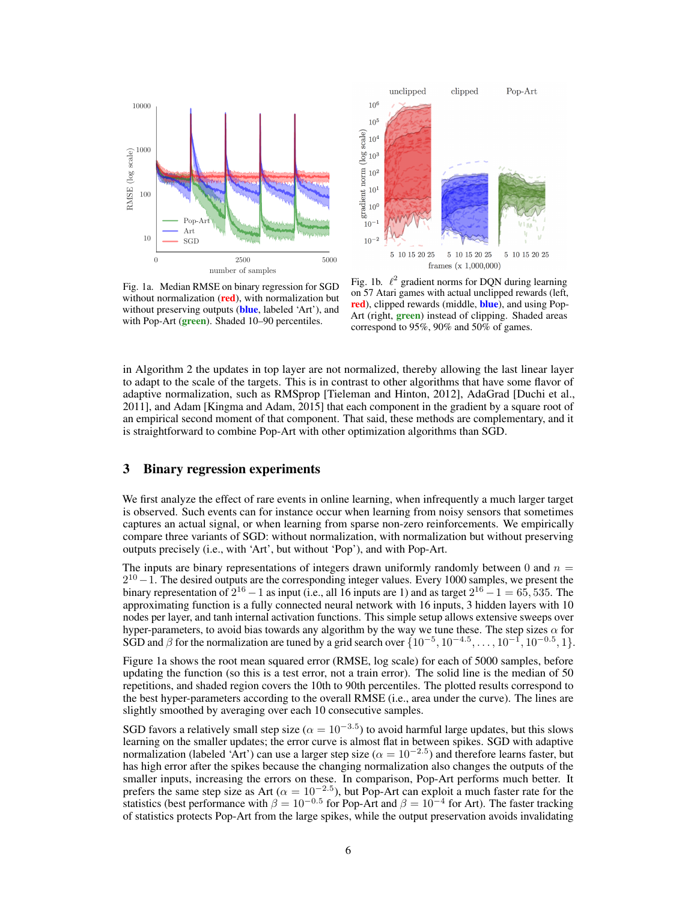Fig. 1a. Median RMSE on binary regression for SGD without normalization (**red**), with normalization but without preserving outputs (**blue**, labeled 'Art'), and with Pop-Art (**green**). Shaded 10–90 percentiles.

Fig. 1b. $\ell^2$ gradient norms for DQN during learning on 57 Atari games with actual unclipped rewards (left, **red**), clipped rewards (middle, **blue**), and using Pop-Art (right, **green**) instead of clipping. Shaded areas correspond to 95%, 90% and 50% of games.

in Algorithm 2 the updates in top layer are not normalized, thereby allowing the last linear layer to adapt to the scale of the targets. This is in contrast to other algorithms that have some flavor of adaptive normalization, such as RMSprop [Tieleman and Hinton, 2012], AdaGrad [Duchi et al., 2011], and Adam [Kingma and Adam, 2015] that each component in the gradient by a square root of an empirical second moment of that component. That said, these methods are complementary, and it is straightforward to combine Pop-Art with other optimization algorithms than SGD.

## 3 Binary regression experiments

We first analyze the effect of rare events in online learning, when infrequently a much larger target is observed. Such events can for instance occur when learning from noisy sensors that sometimes captures an actual signal, or when learning from sparse non-zero reinforcements. We empirically compare three variants of SGD: without normalization, with normalization but without preserving outputs precisely (i.e., with 'Art', but without 'Pop'), and with Pop-Art.

The inputs are binary representations of integers drawn uniformly randomly between 0 and $n = 2^{10} - 1$. The desired outputs are the corresponding integer values. Every 1000 samples, we present the binary representation of $2^{16} - 1$ as input (i.e., all 16 inputs are 1) and as target $2^{16} - 1 = 65,535$. The approximating function is a fully connected neural network with 16 inputs, 3 hidden layers with 10 nodes per layer, and tanh internal activation functions. This simple setup allows extensive sweeps over hyper-parameters, to avoid bias towards any algorithm by the way we tune these. The step sizes $\alpha$ for SGD and $\beta$ for the normalization are tuned by a grid search over $\{10^{-5}, 10^{-4.5}, \ldots, 10^{-1}, 10^{-0.5}, 1\}$.

Figure 1a shows the root mean squared error (RMSE, log scale) for each of 5000 samples, before updating the function (so this is a test error, not a train error). The solid line is the median of 50 repetitions, and shaded region covers the 10th to 90th percentiles. The plotted results correspond to the best hyper-parameters according to the overall RMSE (i.e., area under the curve). The lines are slightly smoothed by averaging over each 10 consecutive samples.

SGD favors a relatively small step size ($\alpha = 10^{-3.5}$) to avoid harmful large updates, but this slows learning on the smaller updates; the error curve is almost flat in between spikes. SGD with adaptive normalization (labeled 'Art') can use a larger step size ($\alpha = 10^{-2.5}$) and therefore learns faster, but has high error after the spikes because the changing normalization also changes the outputs of the smaller inputs, increasing the errors on these. In comparison, Pop-Art performs much better. It prefers the same step size as Art ($\alpha = 10^{-2.5}$), but Pop-Art can exploit a much faster rate for the statistics (best performance with $\beta = 10^{-0.5}$ for Pop-Art and $\beta = 10^{-4}$ for Art). The faster tracking of statistics protects Pop-Art from the large spikes, while the output preservation avoids invalidating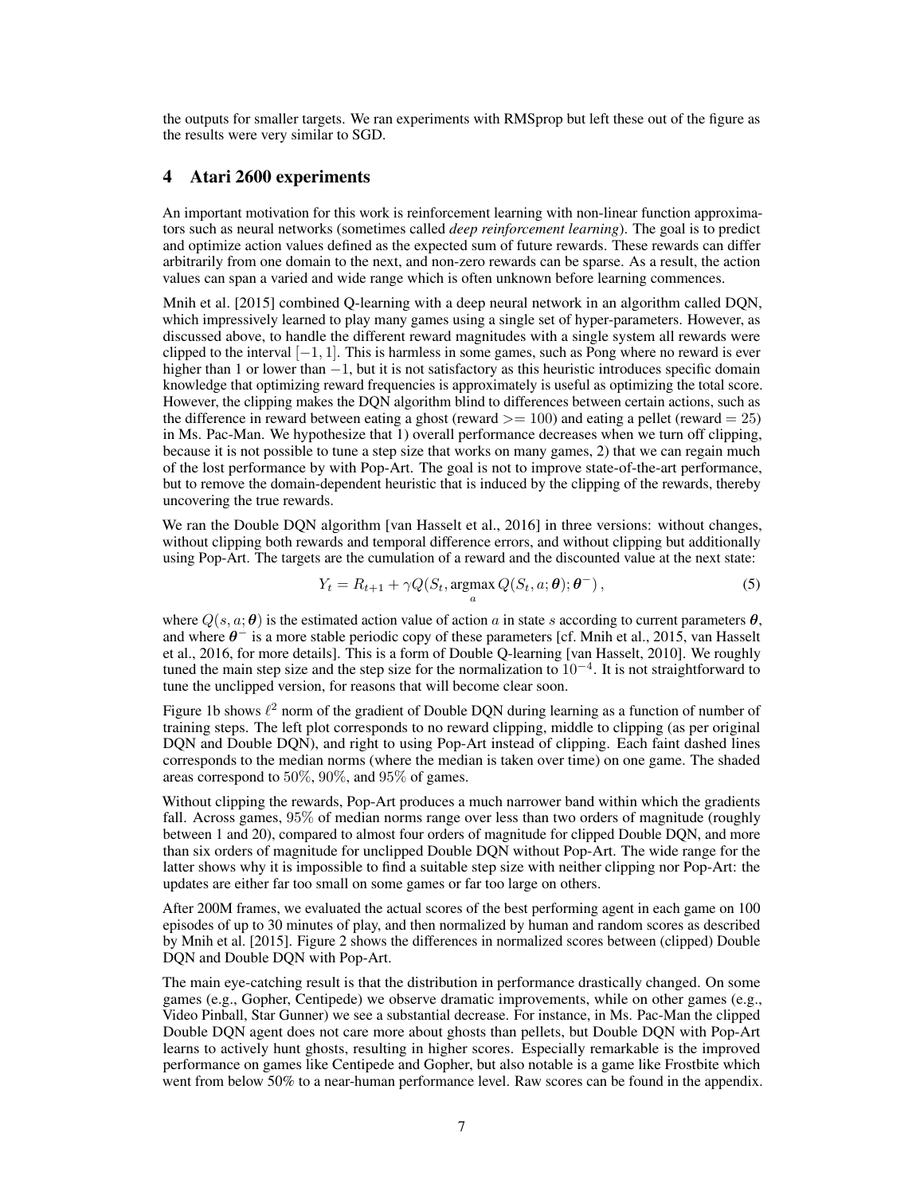the outputs for smaller targets. We ran experiments with RMSprop but left these out of the figure as the results were very similar to SGD.

## 4 Atari 2600 experiments

An important motivation for this work is reinforcement learning with non-linear function approximators such as neural networks (sometimes called *deep reinforcement learning*). The goal is to predict and optimize action values defined as the expected sum of future rewards. These rewards can differ arbitrarily from one domain to the next, and non-zero rewards can be sparse. As a result, the action values can span a varied and wide range which is often unknown before learning commences.

Mnih et al. [2015] combined Q-learning with a deep neural network in an algorithm called DQN, which impressively learned to play many games using a single set of hyper-parameters. However, as discussed above, to handle the different reward magnitudes with a single system all rewards were clipped to the interval $[-1, 1]$. This is harmless in some games, such as Pong where no reward is ever higher than 1 or lower than $-1$, but it is not satisfactory as this heuristic introduces specific domain knowledge that optimizing reward frequencies is approximately is useful as optimizing the total score. However, the clipping makes the DQN algorithm blind to differences between certain actions, such as the difference in reward between eating a ghost (reward $>= 100$) and eating a pellet (reward $= 25$) in Ms. Pac-Man. We hypothesize that 1) overall performance decreases when we turn off clipping, because it is not possible to tune a step size that works on many games, 2) that we can regain much of the lost performance by with Pop-Art. The goal is not to improve state-of-the-art performance, but to remove the domain-dependent heuristic that is induced by the clipping of the rewards, thereby uncovering the true rewards.

We ran the Double DQN algorithm [van Hasselt et al., 2016] in three versions: without changes, without clipping both rewards and temporal difference errors, and without clipping but additionally using Pop-Art. The targets are the cumulation of a reward and the discounted value at the next state:

$$Y_t = R_{t+1} + \gamma Q(S_t, \operatorname*{argmax}_a Q(S_t, a; \boldsymbol{\theta}); \boldsymbol{\theta}^-)\,, \tag{5}$$

where $Q(s, a; \boldsymbol{\theta})$ is the estimated action value of action $a$ in state $s$ according to current parameters $\boldsymbol{\theta}$, and where $\boldsymbol{\theta}^-$ is a more stable periodic copy of these parameters [cf. Mnih et al., 2015, van Hasselt et al., 2016, for more details]. This is a form of Double Q-learning [van Hasselt, 2010]. We roughly tuned the main step size and the step size for the normalization to $10^{-4}$. It is not straightforward to tune the unclipped version, for reasons that will become clear soon.

Figure 1b shows $\ell^2$ norm of the gradient of Double DQN during learning as a function of number of training steps. The left plot corresponds to no reward clipping, middle to clipping (as per original DQN and Double DQN), and right to using Pop-Art instead of clipping. Each faint dashed lines corresponds to the median norms (where the median is taken over time) on one game. The shaded areas correspond to $50\%$, $90\%$, and $95\%$ of games.

Without clipping the rewards, Pop-Art produces a much narrower band within which the gradients fall. Across games, $95\%$ of median norms range over less than two orders of magnitude (roughly between 1 and 20), compared to almost four orders of magnitude for clipped Double DQN, and more than six orders of magnitude for unclipped Double DQN without Pop-Art. The wide range for the latter shows why it is impossible to find a suitable step size with neither clipping nor Pop-Art: the updates are either far too small on some games or far too large on others.

After 200M frames, we evaluated the actual scores of the best performing agent in each game on 100 episodes of up to 30 minutes of play, and then normalized by human and random scores as described by Mnih et al. [2015]. Figure 2 shows the differences in normalized scores between (clipped) Double DQN and Double DQN with Pop-Art.

The main eye-catching result is that the distribution in performance drastically changed. On some games (e.g., Gopher, Centipede) we observe dramatic improvements, while on other games (e.g., Video Pinball, Star Gunner) we see a substantial decrease. For instance, in Ms. Pac-Man the clipped Double DQN agent does not care more about ghosts than pellets, but Double DQN with Pop-Art learns to actively hunt ghosts, resulting in higher scores. Especially remarkable is the improved performance on games like Centipede and Gopher, but also notable is a game like Frostbite which went from below 50% to a near-human performance level. Raw scores can be found in the appendix.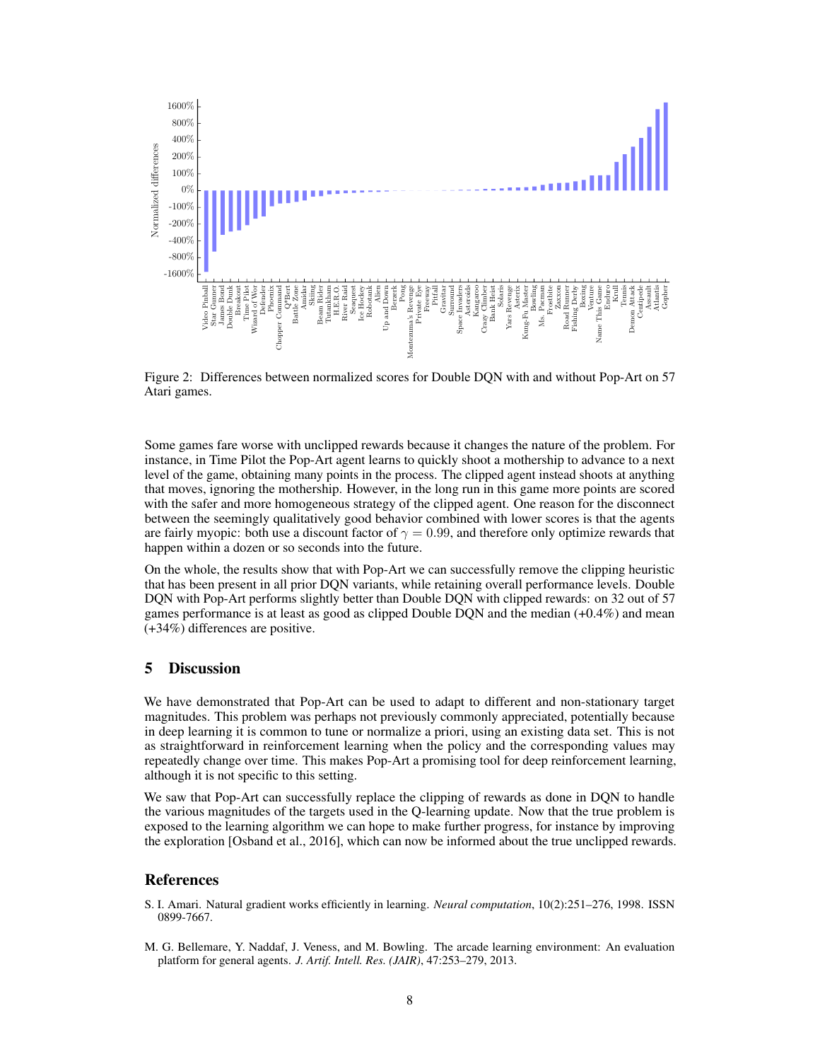Figure 2: Differences between normalized scores for Double DQN with and without Pop-Art on 57 Atari games.

Some games fare worse with unclipped rewards because it changes the nature of the problem. For instance, in Time Pilot the Pop-Art agent learns to quickly shoot a mothership to advance to a next level of the game, obtaining many points in the process. The clipped agent instead shoots at anything that moves, ignoring the mothership. However, in the long run in this game more points are scored with the safer and more homogeneous strategy of the clipped agent. One reason for the disconnect between the seemingly qualitatively good behavior combined with lower scores is that the agents are fairly myopic: both use a discount factor of $\gamma = 0.99$, and therefore only optimize rewards that happen within a dozen or so seconds into the future.

On the whole, the results show that with Pop-Art we can successfully remove the clipping heuristic that has been present in all prior DQN variants, while retaining overall performance levels. Double DQN with Pop-Art performs slightly better than Double DQN with clipped rewards: on 32 out of 57 games performance is at least as good as clipped Double DQN and the median (+0.4%) and mean (+34%) differences are positive.

## 5 Discussion

We have demonstrated that Pop-Art can be used to adapt to different and non-stationary target magnitudes. This problem was perhaps not previously commonly appreciated, potentially because in deep learning it is common to tune or normalize a priori, using an existing data set. This is not as straightforward in reinforcement learning when the policy and the corresponding values may repeatedly change over time. This makes Pop-Art a promising tool for deep reinforcement learning, although it is not specific to this setting.

We saw that Pop-Art can successfully replace the clipping of rewards as done in DQN to handle the various magnitudes of the targets used in the Q-learning update. Now that the true problem is exposed to the learning algorithm we can hope to make further progress, for instance by improving the exploration [Osband et al., 2016], which can now be informed about the true unclipped rewards.

## References

S. I. Amari. Natural gradient works efficiently in learning. *Neural computation*, 10(2):251–276, 1998. ISSN 0899-7667.

M. G. Bellemare, Y. Naddaf, J. Veness, and M. Bowling. The arcade learning environment: An evaluation platform for general agents. *J. Artif. Intell. Res. (JAIR)*, 47:253–279, 2013.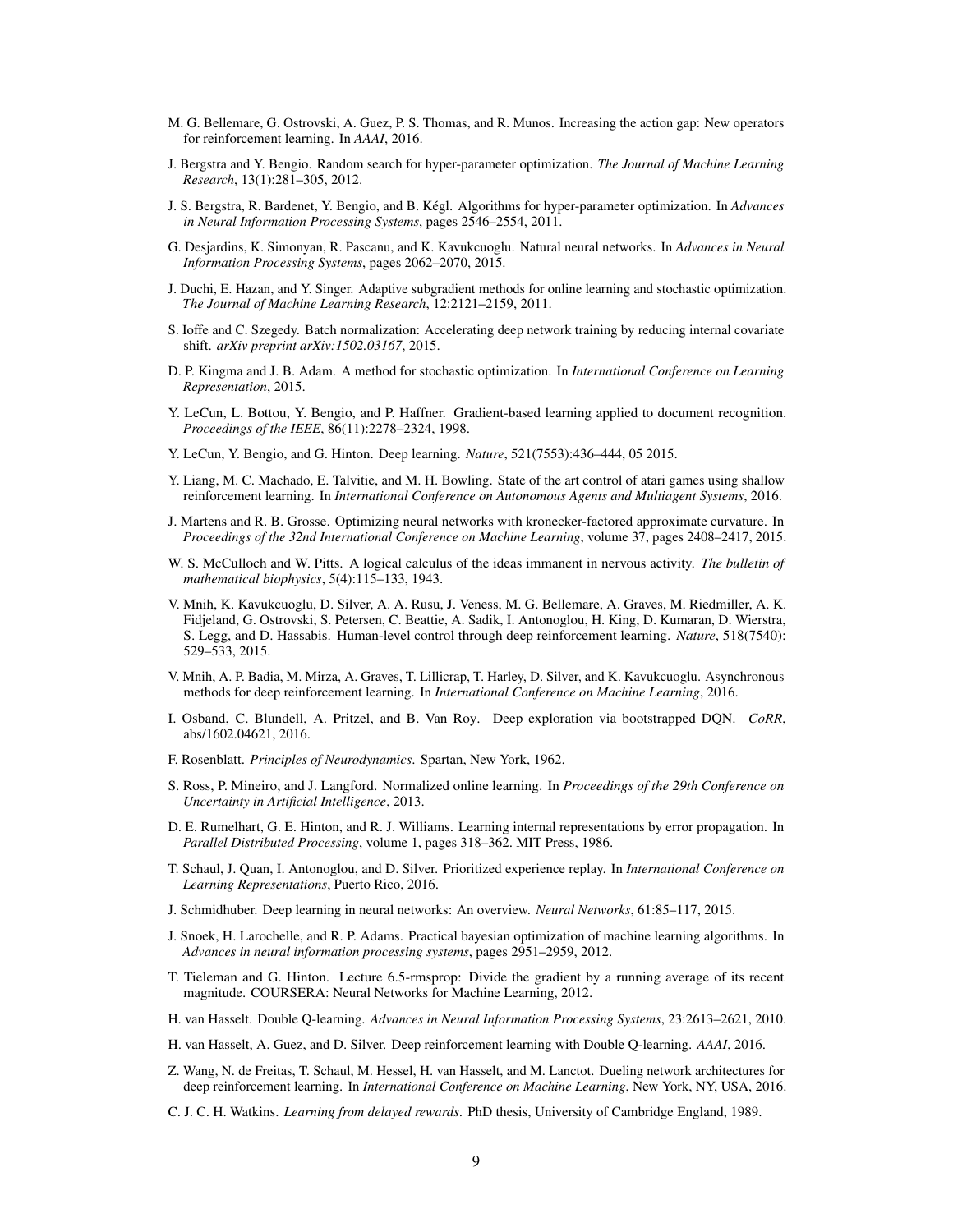M. G. Bellemare, G. Ostrovski, A. Guez, P. S. Thomas, and R. Munos. Increasing the action gap: New operators for reinforcement learning. In *AAAI*, 2016.

J. Bergstra and Y. Bengio. Random search for hyper-parameter optimization. *The Journal of Machine Learning Research*, 13(1):281–305, 2012.

J. S. Bergstra, R. Bardenet, Y. Bengio, and B. Kégl. Algorithms for hyper-parameter optimization. In *Advances in Neural Information Processing Systems*, pages 2546–2554, 2011.

G. Desjardins, K. Simonyan, R. Pascanu, and K. Kavukcuoglu. Natural neural networks. In *Advances in Neural Information Processing Systems*, pages 2062–2070, 2015.

J. Duchi, E. Hazan, and Y. Singer. Adaptive subgradient methods for online learning and stochastic optimization. *The Journal of Machine Learning Research*, 12:2121–2159, 2011.

S. Ioffe and C. Szegedy. Batch normalization: Accelerating deep network training by reducing internal covariate shift. *arXiv preprint arXiv:1502.03167*, 2015.

D. P. Kingma and J. B. Adam. A method for stochastic optimization. In *International Conference on Learning Representation*, 2015.

Y. LeCun, L. Bottou, Y. Bengio, and P. Haffner. Gradient-based learning applied to document recognition. *Proceedings of the IEEE*, 86(11):2278–2324, 1998.

Y. LeCun, Y. Bengio, and G. Hinton. Deep learning. *Nature*, 521(7553):436–444, 05 2015.

Y. Liang, M. C. Machado, E. Talvitie, and M. H. Bowling. State of the art control of atari games using shallow reinforcement learning. In *International Conference on Autonomous Agents and Multiagent Systems*, 2016.

J. Martens and R. B. Grosse. Optimizing neural networks with kronecker-factored approximate curvature. In *Proceedings of the 32nd International Conference on Machine Learning*, volume 37, pages 2408–2417, 2015.

W. S. McCulloch and W. Pitts. A logical calculus of the ideas immanent in nervous activity. *The bulletin of mathematical biophysics*, 5(4):115–133, 1943.

V. Mnih, K. Kavukcuoglu, D. Silver, A. A. Rusu, J. Veness, M. G. Bellemare, A. Graves, M. Riedmiller, A. K. Fidjeland, G. Ostrovski, S. Petersen, C. Beattie, A. Sadik, I. Antonoglou, H. King, D. Kumaran, D. Wierstra, S. Legg, and D. Hassabis. Human-level control through deep reinforcement learning. *Nature*, 518(7540): 529–533, 2015.

V. Mnih, A. P. Badia, M. Mirza, A. Graves, T. Lillicrap, T. Harley, D. Silver, and K. Kavukcuoglu. Asynchronous methods for deep reinforcement learning. In *International Conference on Machine Learning*, 2016.

I. Osband, C. Blundell, A. Pritzel, and B. Van Roy. Deep exploration via bootstrapped DQN. *CoRR*, abs/1602.04621, 2016.

F. Rosenblatt. *Principles of Neurodynamics*. Spartan, New York, 1962.

S. Ross, P. Mineiro, and J. Langford. Normalized online learning. In *Proceedings of the 29th Conference on Uncertainty in Artificial Intelligence*, 2013.

D. E. Rumelhart, G. E. Hinton, and R. J. Williams. Learning internal representations by error propagation. In *Parallel Distributed Processing*, volume 1, pages 318–362. MIT Press, 1986.

T. Schaul, J. Quan, I. Antonoglou, and D. Silver. Prioritized experience replay. In *International Conference on Learning Representations*, Puerto Rico, 2016.

J. Schmidhuber. Deep learning in neural networks: An overview. *Neural Networks*, 61:85–117, 2015.

J. Snoek, H. Larochelle, and R. P. Adams. Practical bayesian optimization of machine learning algorithms. In *Advances in neural information processing systems*, pages 2951–2959, 2012.

T. Tieleman and G. Hinton. Lecture 6.5-rmsprop: Divide the gradient by a running average of its recent magnitude. COURSERA: Neural Networks for Machine Learning, 2012.

H. van Hasselt. Double Q-learning. *Advances in Neural Information Processing Systems*, 23:2613–2621, 2010.

H. van Hasselt, A. Guez, and D. Silver. Deep reinforcement learning with Double Q-learning. *AAAI*, 2016.

Z. Wang, N. de Freitas, T. Schaul, M. Hessel, H. van Hasselt, and M. Lanctot. Dueling network architectures for deep reinforcement learning. In *International Conference on Machine Learning*, New York, NY, USA, 2016.

C. J. C. H. Watkins. *Learning from delayed rewards*. PhD thesis, University of Cambridge England, 1989.